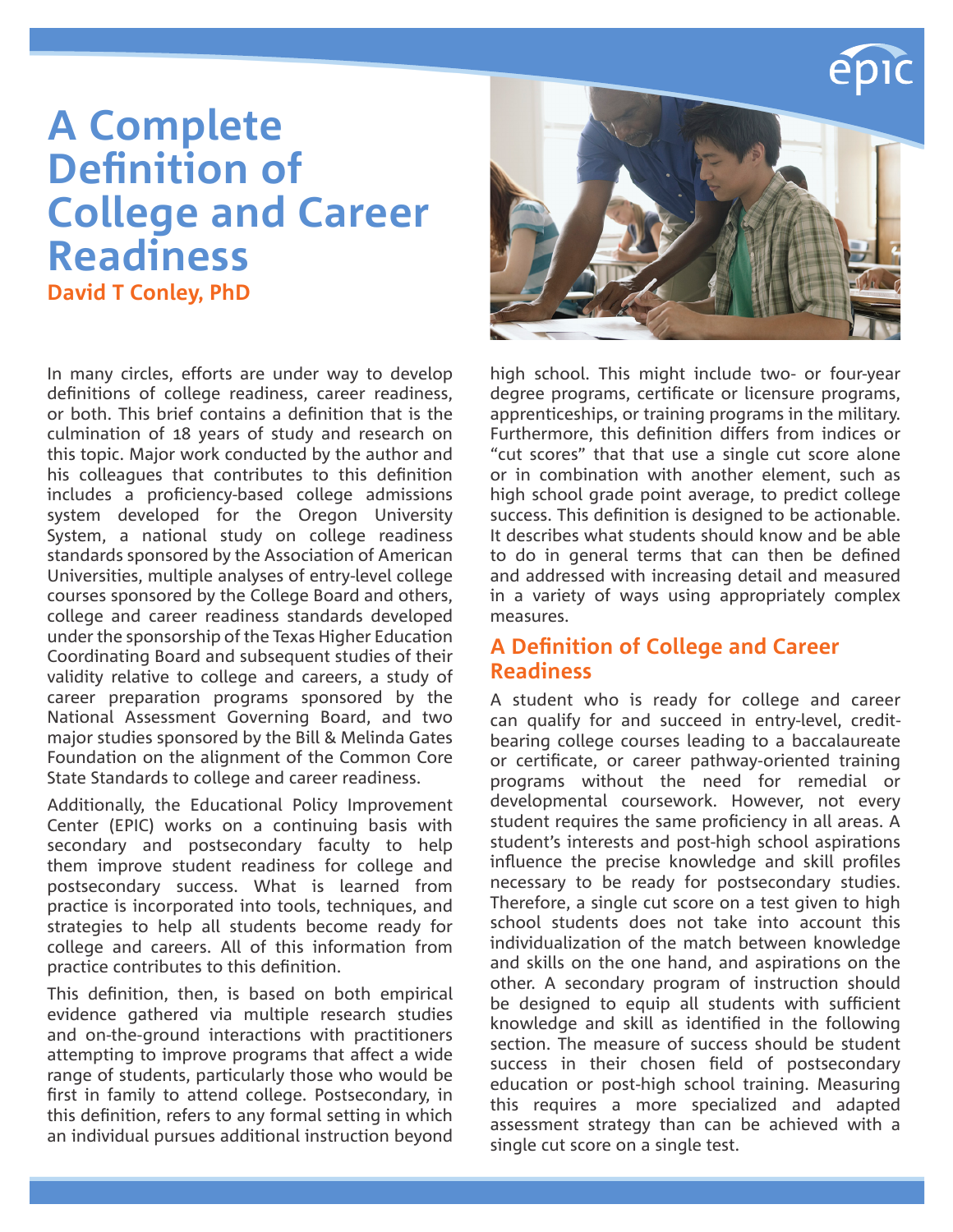# A Complete Definition of College and Career Readiness

**David T Conley, PhD**

In many circles, efforts are under way to develop definitions of college readiness, career readiness, or both. This brief contains a definition that is the culmination of 18 years of study and research on this topic. Major work conducted by the author and his colleagues that contributes to this definition includes a proficiency-based college admissions system developed for the Oregon University System, a national study on college readiness standards sponsored by the Association of American Universities, multiple analyses of entry-level college courses sponsored by the College Board and others, college and career readiness standards developed under the sponsorship of the Texas Higher Education Coordinating Board and subsequent studies of their validity relative to college and careers, a study of career preparation programs sponsored by the National Assessment Governing Board, and two major studies sponsored by the Bill & Melinda Gates Foundation on the alignment of the Common Core State Standards to college and career readiness.

Additionally, the Educational Policy Improvement Center (EPIC) works on a continuing basis with secondary and postsecondary faculty to help them improve student readiness for college and postsecondary success. What is learned from practice is incorporated into tools, techniques, and strategies to help all students become ready for college and careers. All of this information from practice contributes to this definition.

This definition, then, is based on both empirical evidence gathered via multiple research studies and on-the-ground interactions with practitioners attempting to improve programs that affect a wide range of students, particularly those who would be first in family to attend college. Postsecondary, in this definition, refers to any formal setting in which an individual pursues additional instruction beyond high school. This might include two- or four-year degree programs, certificate or licensure programs, apprenticeships, or training programs in the military. Furthermore, this definition differs from indices or "cut scores" that that use a single cut score alone or in combination with another element, such as high school grade point average, to predict college success. This definition is designed to be actionable. It describes what students should know and be able to do in general terms that can then be defined and addressed with increasing detail and measured in a variety of ways using appropriately complex measures.

## A Definition of College and Career Readiness

A student who is ready for college and career can qualify for and succeed in entry-level, credit-bearing college courses leading to a baccalaureate or certificate, or career pathway-oriented training programs without the need for remedial or developmental coursework. However, not every student requires the same proficiency in all areas. A student's interests and post-high school aspirations influence the precise knowledge and skill profiles necessary to be ready for postsecondary studies. Therefore, a single cut score on a test given to high school students does not take into account this individualization of the match between knowledge and skills on the one hand, and aspirations on the other. A secondary program of instruction should be designed to equip all students with sufficient knowledge and skill as identified in the following section. The measure of success should be student success in their chosen field of postsecondary education or post-high school training. Measuring this requires a more specialized and adapted assessment strategy than can be achieved with a single cut score on a single test.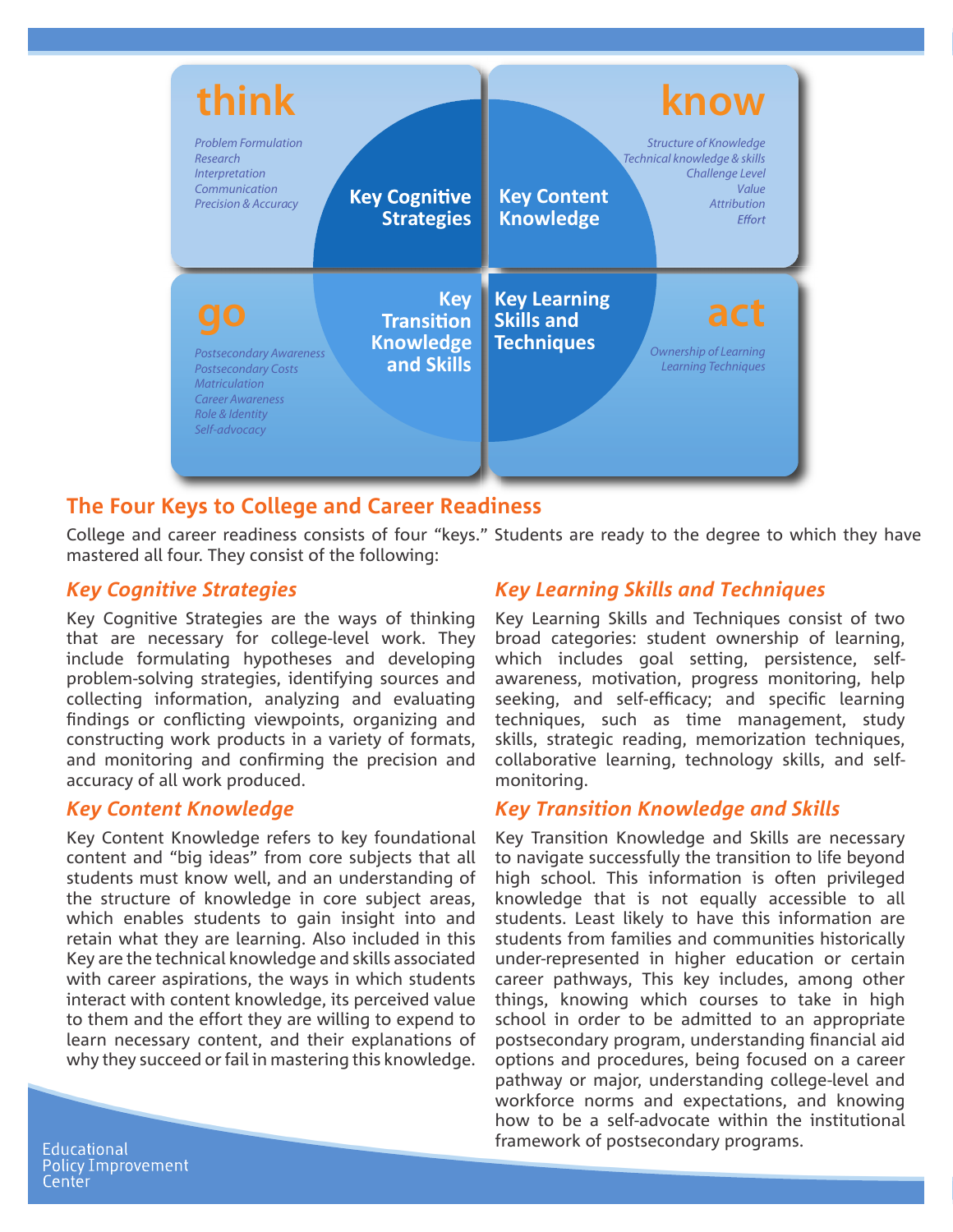**think**

*Problem Formulation*
*Research*
*Interpretation*
*Communication*
*Precision & Accuracy*

**Key Cognitive Strategies**

**know**

*Structure of Knowledge*
*Technical knowledge & skills*
*Challenge Level*
*Value*
*Attribution*
*Effort*

**Key Content Knowledge**

**go**

*Postsecondary Awareness*
*Postsecondary Costs*
*Matriculation*
*Career Awareness*
*Role & Identity*
*Self-advocacy*

**Key Transition Knowledge and Skills**

**act**

*Ownership of Learning*
*Learning Techniques*

**Key Learning Skills and Techniques**

## The Four Keys to College and Career Readiness

College and career readiness consists of four "keys." Students are ready to the degree to which they have mastered all four. They consist of the following:

### *Key Cognitive Strategies*

Key Cognitive Strategies are the ways of thinking that are necessary for college-level work. They include formulating hypotheses and developing problem-solving strategies, identifying sources and collecting information, analyzing and evaluating findings or conflicting viewpoints, organizing and constructing work products in a variety of formats, and monitoring and confirming the precision and accuracy of all work produced.

### *Key Content Knowledge*

Key Content Knowledge refers to key foundational content and "big ideas" from core subjects that all students must know well, and an understanding of the structure of knowledge in core subject areas, which enables students to gain insight into and retain what they are learning. Also included in this Key are the technical knowledge and skills associated with career aspirations, the ways in which students interact with content knowledge, its perceived value to them and the effort they are willing to expend to learn necessary content, and their explanations of why they succeed or fail in mastering this knowledge.

### *Key Learning Skills and Techniques*

Key Learning Skills and Techniques consist of two broad categories: student ownership of learning, which includes goal setting, persistence, self-awareness, motivation, progress monitoring, help seeking, and self-efficacy; and specific learning techniques, such as time management, study skills, strategic reading, memorization techniques, collaborative learning, technology skills, and self-monitoring.

### *Key Transition Knowledge and Skills*

Key Transition Knowledge and Skills are necessary to navigate successfully the transition to life beyond high school. This information is often privileged knowledge that is not equally accessible to all students. Least likely to have this information are students from families and communities historically under-represented in higher education or certain career pathways, This key includes, among other things, knowing which courses to take in high school in order to be admitted to an appropriate postsecondary program, understanding financial aid options and procedures, being focused on a career pathway or major, understanding college-level and workforce norms and expectations, and knowing how to be a self-advocate within the institutional framework of postsecondary programs.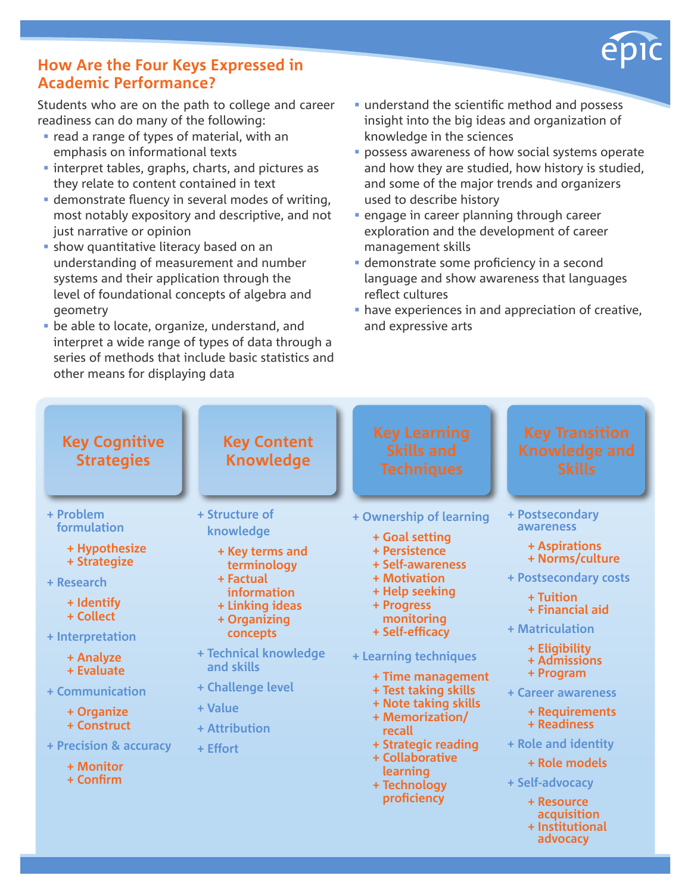## How Are the Four Keys Expressed in Academic Performance?

Students who are on the path to college and career readiness can do many of the following:

- read a range of types of material, with an emphasis on informational texts
- interpret tables, graphs, charts, and pictures as they relate to content contained in text
- demonstrate fluency in several modes of writing, most notably expository and descriptive, and not just narrative or opinion
- show quantitative literacy based on an understanding of measurement and number systems and their application through the level of foundational concepts of algebra and geometry
- be able to locate, organize, understand, and interpret a wide range of types of data through a series of methods that include basic statistics and other means for displaying data
- understand the scientific method and possess insight into the big ideas and organization of knowledge in the sciences
- possess awareness of how social systems operate and how they are studied, how history is studied, and some of the major trends and organizers used to describe history
- engage in career planning through career exploration and the development of career management skills
- demonstrate some proficiency in a second language and show awareness that languages reflect cultures
- have experiences in and appreciation of creative, and expressive arts

### Key Cognitive Strategies

- + Problem formulation
  - + Hypothesize
  - + Strategize
- + Research
  - + Identify
  - + Collect
- + Interpretation
  - + Analyze
  - + Evaluate
- + Communication
  - + Organize
  - + Construct
- + Precision & accuracy
  - + Monitor
  - + Confirm

### Key Content Knowledge

- + Structure of knowledge
  - + Key terms and terminology
  - + Factual information
  - + Linking ideas
  - + Organizing concepts
- + Technical knowledge and skills
- + Challenge level
- + Value
- + Attribution
- + Effort

### Key Learning Skills and Techniques

- + Ownership of learning
  - + Goal setting
  - + Persistence
  - + Self-awareness
  - + Motivation
  - + Help seeking
  - + Progress monitoring
  - + Self-efficacy
- + Learning techniques
  - + Time management
  - + Test taking skills
  - + Note taking skills
  - + Memorization/recall
  - + Strategic reading
  - + Collaborative learning
  - + Technology proficiency

### Key Transition Knowledge and Skills

- + Postsecondary awareness
  - + Aspirations
  - + Norms/culture
- + Postsecondary costs
  - + Tuition
  - + Financial aid
- + Matriculation
  - + Eligibility
  - + Admissions
  - + Program
- + Career awareness
  - + Requirements
  - + Readiness
- + Role and identity
  - + Role models
- + Self-advocacy
  - + Resource acquisition
  - + Institutional advocacy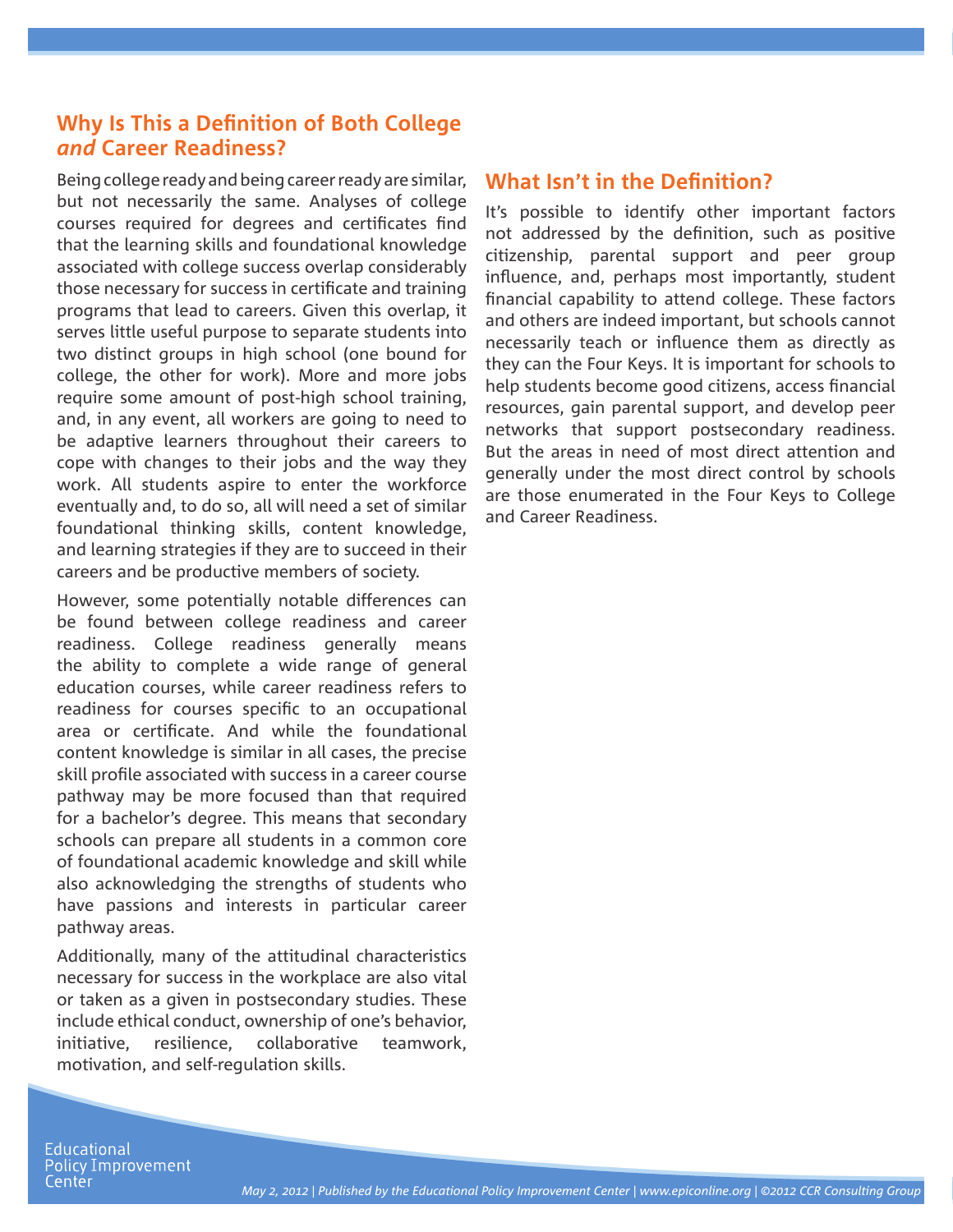## Why Is This a Definition of Both College *and* Career Readiness?

Being college ready and being career ready are similar, but not necessarily the same. Analyses of college courses required for degrees and certificates find that the learning skills and foundational knowledge associated with college success overlap considerably those necessary for success in certificate and training programs that lead to careers. Given this overlap, it serves little useful purpose to separate students into two distinct groups in high school (one bound for college, the other for work). More and more jobs require some amount of post-high school training, and, in any event, all workers are going to need to be adaptive learners throughout their careers to cope with changes to their jobs and the way they work. All students aspire to enter the workforce eventually and, to do so, all will need a set of similar foundational thinking skills, content knowledge, and learning strategies if they are to succeed in their careers and be productive members of society.

However, some potentially notable differences can be found between college readiness and career readiness. College readiness generally means the ability to complete a wide range of general education courses, while career readiness refers to readiness for courses specific to an occupational area or certificate. And while the foundational content knowledge is similar in all cases, the precise skill profile associated with success in a career course pathway may be more focused than that required for a bachelor's degree. This means that secondary schools can prepare all students in a common core of foundational academic knowledge and skill while also acknowledging the strengths of students who have passions and interests in particular career pathway areas.

Additionally, many of the attitudinal characteristics necessary for success in the workplace are also vital or taken as a given in postsecondary studies. These include ethical conduct, ownership of one's behavior, initiative, resilience, collaborative teamwork, motivation, and self-regulation skills.

## What Isn't in the Definition?

It's possible to identify other important factors not addressed by the definition, such as positive citizenship, parental support and peer group influence, and, perhaps most importantly, student financial capability to attend college. These factors and others are indeed important, but schools cannot necessarily teach or influence them as directly as they can the Four Keys. It is important for schools to help students become good citizens, access financial resources, gain parental support, and develop peer networks that support postsecondary readiness. But the areas in need of most direct attention and generally under the most direct control by schools are those enumerated in the Four Keys to College and Career Readiness.

Educational Policy Improvement Center

*May 2, 2012 | Published by the Educational Policy Improvement Center | www.epiconline.org | ©2012 CCR Consulting Group*